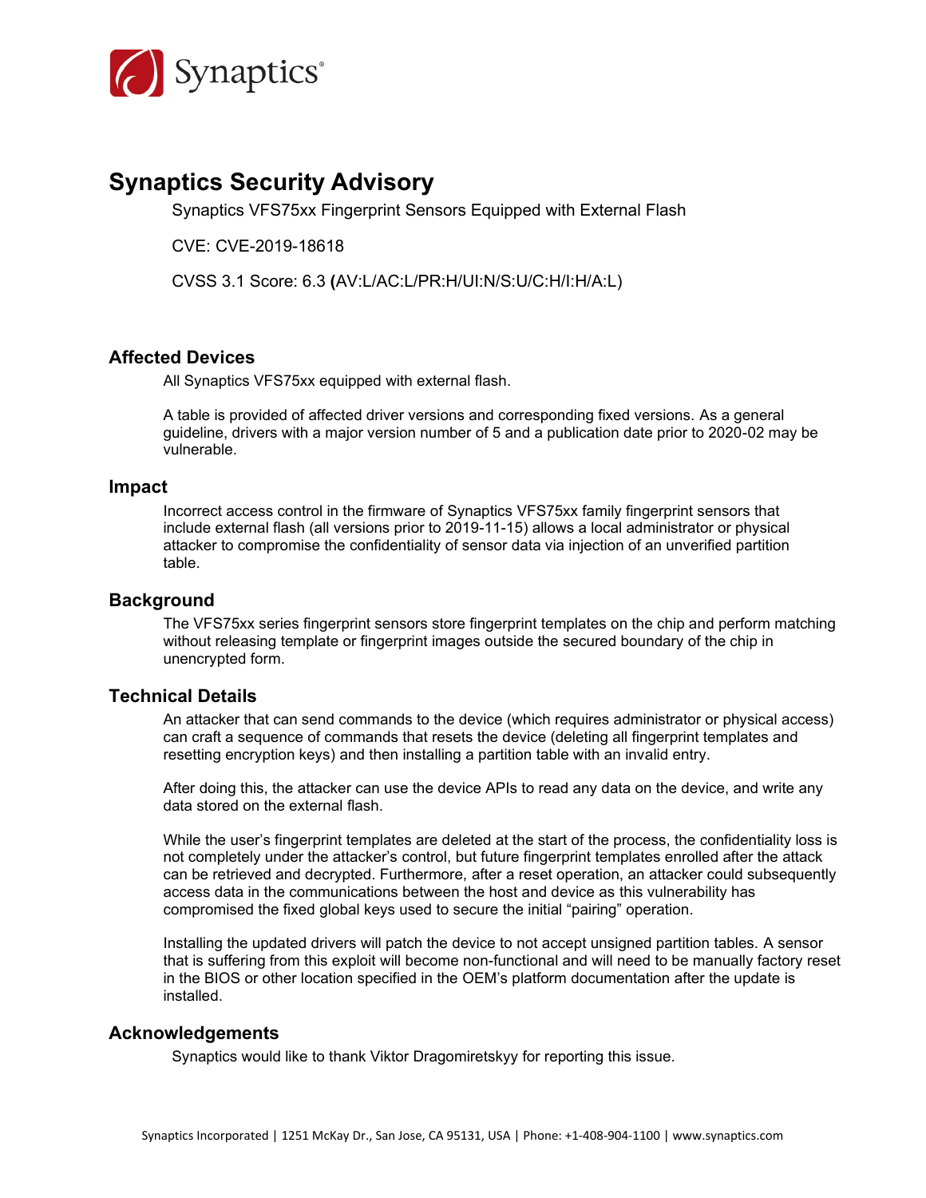Synaptics®

# Synaptics Security Advisory

Synaptics VFS75xx Fingerprint Sensors Equipped with External Flash

CVE: CVE-2019-18618

CVSS 3.1 Score: 6.3 **(**AV:L/AC:L/PR:H/UI:N/S:U/C:H/I:H/A:L)

## Affected Devices

All Synaptics VFS75xx equipped with external flash.

A table is provided of affected driver versions and corresponding fixed versions. As a general guideline, drivers with a major version number of 5 and a publication date prior to 2020-02 may be vulnerable.

## Impact

Incorrect access control in the firmware of Synaptics VFS75xx family fingerprint sensors that include external flash (all versions prior to 2019-11-15) allows a local administrator or physical attacker to compromise the confidentiality of sensor data via injection of an unverified partition table.

## Background

The VFS75xx series fingerprint sensors store fingerprint templates on the chip and perform matching without releasing template or fingerprint images outside the secured boundary of the chip in unencrypted form.

## Technical Details

An attacker that can send commands to the device (which requires administrator or physical access) can craft a sequence of commands that resets the device (deleting all fingerprint templates and resetting encryption keys) and then installing a partition table with an invalid entry.

After doing this, the attacker can use the device APIs to read any data on the device, and write any data stored on the external flash.

While the user's fingerprint templates are deleted at the start of the process, the confidentiality loss is not completely under the attacker's control, but future fingerprint templates enrolled after the attack can be retrieved and decrypted. Furthermore, after a reset operation, an attacker could subsequently access data in the communications between the host and device as this vulnerability has compromised the fixed global keys used to secure the initial "pairing" operation.

Installing the updated drivers will patch the device to not accept unsigned partition tables. A sensor that is suffering from this exploit will become non-functional and will need to be manually factory reset in the BIOS or other location specified in the OEM's platform documentation after the update is installed.

## Acknowledgements

Synaptics would like to thank Viktor Dragomiretskyy for reporting this issue.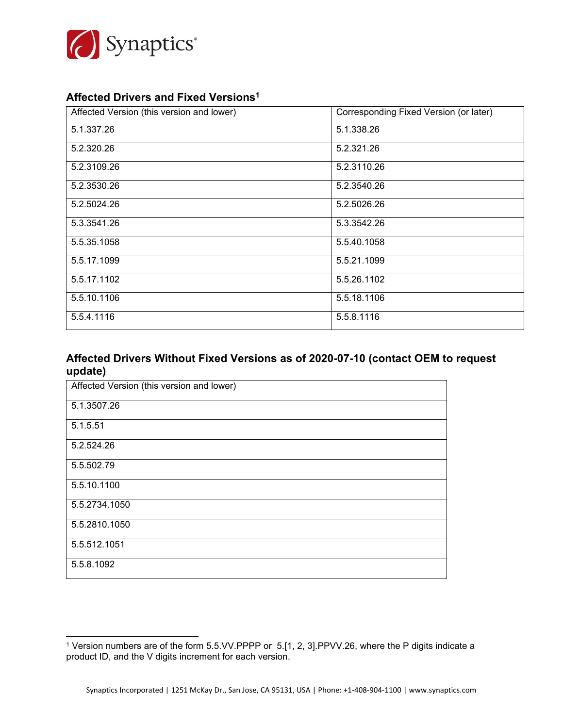### Affected Drivers and Fixed Versions[1]

| Affected Version (this version and lower) | Corresponding Fixed Version (or later) |
|---|---|
| 5.1.337.26 | 5.1.338.26 |
| 5.2.320.26 | 5.2.321.26 |
| 5.2.3109.26 | 5.2.3110.26 |
| 5.2.3530.26 | 5.2.3540.26 |
| 5.2.5024.26 | 5.2.5026.26 |
| 5.3.3541.26 | 5.3.3542.26 |
| 5.5.35.1058 | 5.5.40.1058 |
| 5.5.17.1099 | 5.5.21.1099 |
| 5.5.17.1102 | 5.5.26.1102 |
| 5.5.10.1106 | 5.5.18.1106 |
| 5.5.4.1116 | 5.5.8.1116 |

### Affected Drivers Without Fixed Versions as of 2020-07-10 (contact OEM to request update)

| Affected Version (this version and lower) |
|---|
| 5.1.3507.26 |
| 5.1.5.51 |
| 5.2.524.26 |
| 5.5.502.79 |
| 5.5.10.1100 |
| 5.5.2734.1050 |
| 5.5.2810.1050 |
| 5.5.512.1051 |
| 5.5.8.1092 |

[1] Version numbers are of the form 5.5.VV.PPPP or 5.[1, 2, 3].PPVV.26, where the P digits indicate a product ID, and the V digits increment for each version.